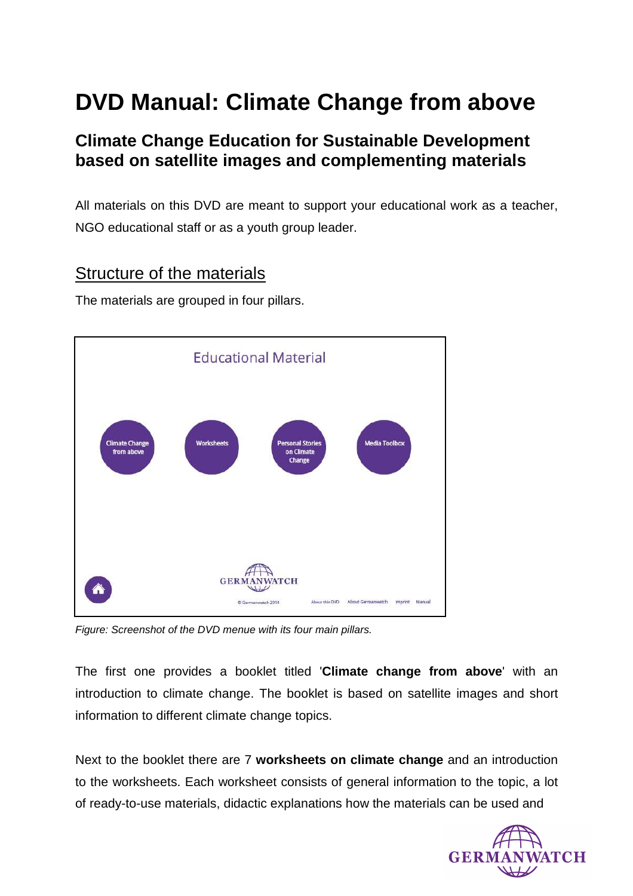# DVD Manual: Climate Change from above

## Climate Change Education for Sustainable Development based on satellite images and complementing materials

All materials on this DVD are meant to support your educational work as a teacher, NGO educational staff or as a youth group leader.

## Structure of the materials

The materials are grouped in four pillars.

*Figure: Screenshot of the DVD menue with its four main pillars.*

The first one provides a booklet titled '**Climate change from above**' with an introduction to climate change. The booklet is based on satellite images and short information to different climate change topics.

Next to the booklet there are 7 **worksheets on climate change** and an introduction to the worksheets. Each worksheet consists of general information to the topic, a lot of ready-to-use materials, didactic explanations how the materials can be used and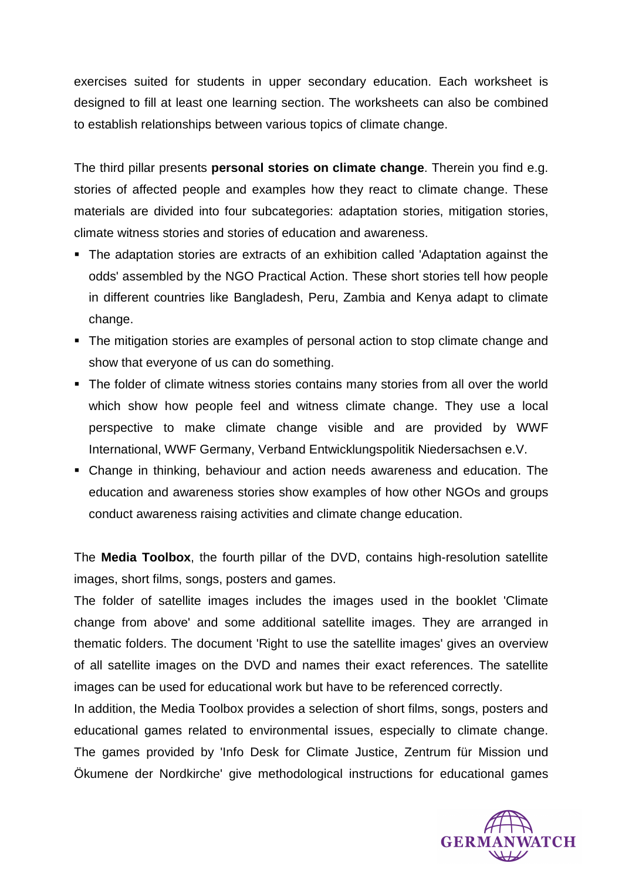exercises suited for students in upper secondary education. Each worksheet is designed to fill at least one learning section. The worksheets can also be combined to establish relationships between various topics of climate change.

The third pillar presents **personal stories on climate change**. Therein you find e.g. stories of affected people and examples how they react to climate change. These materials are divided into four subcategories: adaptation stories, mitigation stories, climate witness stories and stories of education and awareness.

- The adaptation stories are extracts of an exhibition called 'Adaptation against the odds' assembled by the NGO Practical Action. These short stories tell how people in different countries like Bangladesh, Peru, Zambia and Kenya adapt to climate change.
- The mitigation stories are examples of personal action to stop climate change and show that everyone of us can do something.
- The folder of climate witness stories contains many stories from all over the world which show how people feel and witness climate change. They use a local perspective to make climate change visible and are provided by WWF International, WWF Germany, Verband Entwicklungspolitik Niedersachsen e.V.
- Change in thinking, behaviour and action needs awareness and education. The education and awareness stories show examples of how other NGOs and groups conduct awareness raising activities and climate change education.

The **Media Toolbox**, the fourth pillar of the DVD, contains high-resolution satellite images, short films, songs, posters and games.

The folder of satellite images includes the images used in the booklet 'Climate change from above' and some additional satellite images. They are arranged in thematic folders. The document 'Right to use the satellite images' gives an overview of all satellite images on the DVD and names their exact references. The satellite images can be used for educational work but have to be referenced correctly.

In addition, the Media Toolbox provides a selection of short films, songs, posters and educational games related to environmental issues, especially to climate change. The games provided by 'Info Desk for Climate Justice, Zentrum für Mission und Ökumene der Nordkirche' give methodological instructions for educational games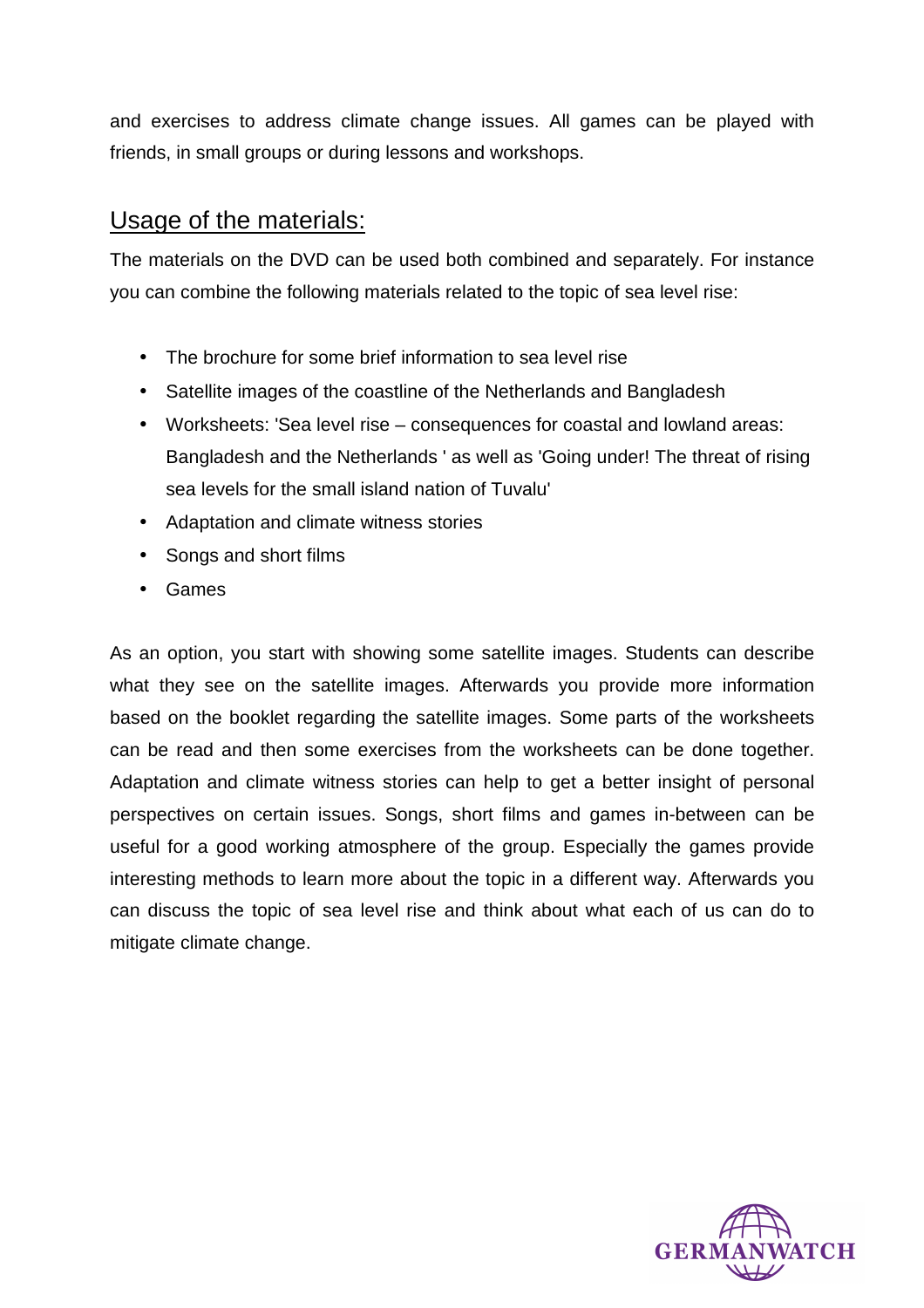and exercises to address climate change issues. All games can be played with friends, in small groups or during lessons and workshops.

## Usage of the materials:

The materials on the DVD can be used both combined and separately. For instance you can combine the following materials related to the topic of sea level rise:

- The brochure for some brief information to sea level rise
- Satellite images of the coastline of the Netherlands and Bangladesh
- Worksheets: 'Sea level rise – consequences for coastal and lowland areas: Bangladesh and the Netherlands ' as well as 'Going under! The threat of rising sea levels for the small island nation of Tuvalu'
- Adaptation and climate witness stories
- Songs and short films
- Games

As an option, you start with showing some satellite images. Students can describe what they see on the satellite images. Afterwards you provide more information based on the booklet regarding the satellite images. Some parts of the worksheets can be read and then some exercises from the worksheets can be done together. Adaptation and climate witness stories can help to get a better insight of personal perspectives on certain issues. Songs, short films and games in-between can be useful for a good working atmosphere of the group. Especially the games provide interesting methods to learn more about the topic in a different way. Afterwards you can discuss the topic of sea level rise and think about what each of us can do to mitigate climate change.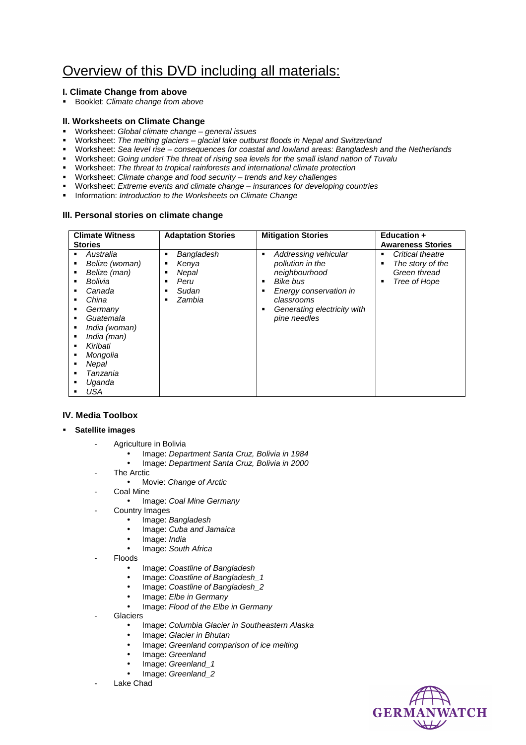# Overview of this DVD including all materials:

### I. Climate Change from above

- Booklet: *Climate change from above*

### II. Worksheets on Climate Change

- Worksheet: *Global climate change – general issues*
- Worksheet: *The melting glaciers – glacial lake outburst floods in Nepal and Switzerland*
- Worksheet: *Sea level rise – consequences for coastal and lowland areas: Bangladesh and the Netherlands*
- Worksheet: *Going under! The threat of rising sea levels for the small island nation of Tuvalu*
- Worksheet: *The threat to tropical rainforests and international climate protection*
- Worksheet: *Climate change and food security – trends and key challenges*
- Worksheet: *Extreme events and climate change – insurances for developing countries*
- Information: *Introduction to the Worksheets on Climate Change*

### III. Personal stories on climate change

| Climate Witness Stories | Adaptation Stories | Mitigation Stories | Education + Awareness Stories |
|---|---|---|---|
| ▪ *Australia*<br>▪ *Belize (woman)*<br>▪ *Belize (man)*<br>▪ *Bolivia*<br>▪ *Canada*<br>▪ *China*<br>▪ *Germany*<br>▪ *Guatemala*<br>▪ *India (woman)*<br>▪ *India (man)*<br>▪ *Kiribati*<br>▪ *Mongolia*<br>▪ *Nepal*<br>▪ *Tanzania*<br>▪ *Uganda*<br>▪ *USA* | ▪ *Bangladesh*<br>▪ *Kenya*<br>▪ *Nepal*<br>▪ *Peru*<br>▪ *Sudan*<br>▪ *Zambia* | ▪ *Addressing vehicular pollution in the neighbourhood*<br>▪ *Bike bus*<br>▪ *Energy conservation in classrooms*<br>▪ *Generating electricity with pine needles* | ▪ *Critical theatre*<br>▪ *The story of the Green thread*<br>▪ *Tree of Hope* |

### IV. Media Toolbox

- **Satellite images**
  - Agriculture in Bolivia
    - Image: *Department Santa Cruz, Bolivia in 1984*
    - Image: *Department Santa Cruz, Bolivia in 2000*
  - The Arctic
    - Movie: *Change of Arctic*
  - Coal Mine
    - Image: *Coal Mine Germany*
  - Country Images
    - Image: *Bangladesh*
    - Image: *Cuba and Jamaica*
    - Image: *India*
    - Image: *South Africa*
  - Floods
    - Image: *Coastline of Bangladesh*
    - Image: *Coastline of Bangladesh_1*
    - Image: *Coastline of Bangladesh_2*
    - Image: *Elbe in Germany*
    - Image: *Flood of the Elbe in Germany*
  - Glaciers
    - Image: *Columbia Glacier in Southeastern Alaska*
    - Image: *Glacier in Bhutan*
    - Image: *Greenland comparison of ice melting*
    - Image: *Greenland*
    - Image: *Greenland_1*
    - Image: *Greenland_2*
  - Lake Chad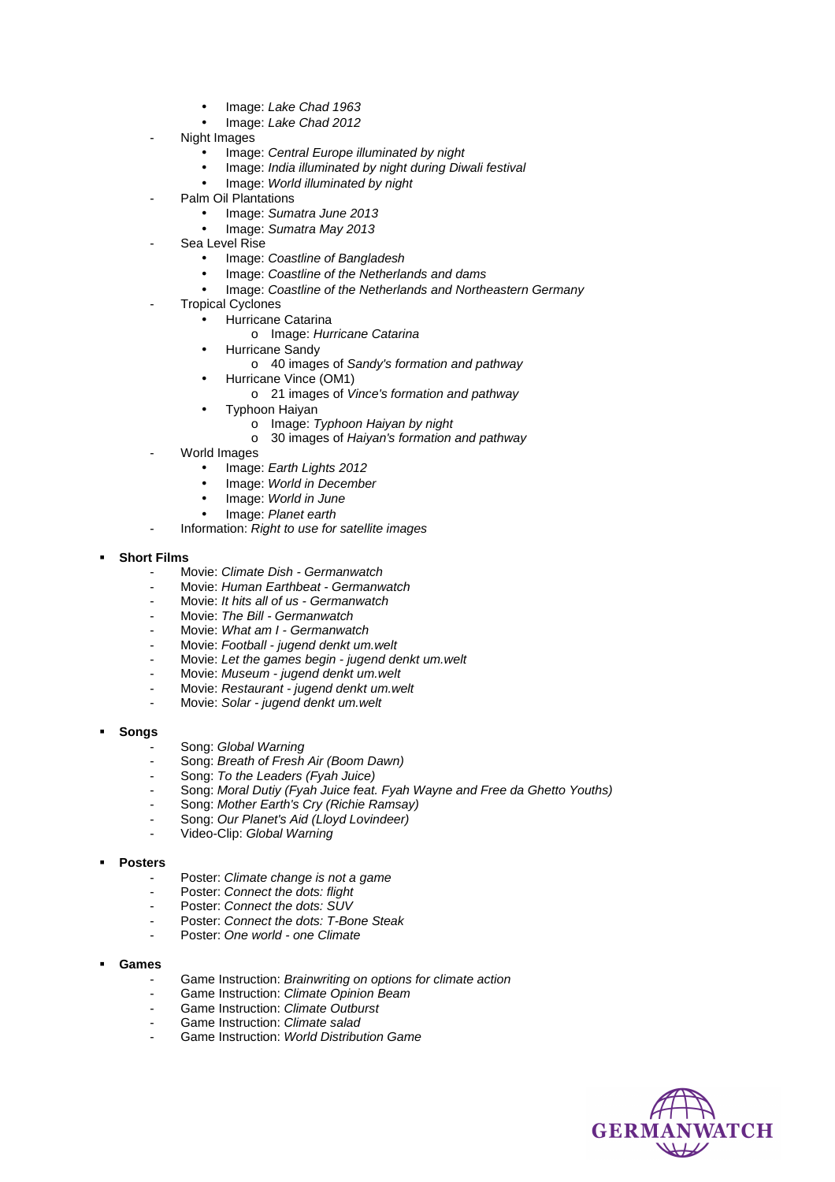- Image: *Lake Chad 1963*
        - Image: *Lake Chad 2012*
    - Night Images
        - Image: *Central Europe illuminated by night*
        - Image: *India illuminated by night during Diwali festival*
        - Image: *World illuminated by night*
    - Palm Oil Plantations
        - Image: *Sumatra June 2013*
        - Image: *Sumatra May 2013*
    - Sea Level Rise
        - Image: *Coastline of Bangladesh*
        - Image: *Coastline of the Netherlands and dams*
        - Image: *Coastline of the Netherlands and Northeastern Germany*
    - Tropical Cyclones
        - Hurricane Catarina
            - Image: *Hurricane Catarina*
        - Hurricane Sandy
            - 40 images of *Sandy's formation and pathway*
        - Hurricane Vince (OM1)
            - 21 images of *Vince's formation and pathway*
        - Typhoon Haiyan
            - Image: *Typhoon Haiyan by night*
            - 30 images of *Haiyan's formation and pathway*
    - World Images
        - Image: *Earth Lights 2012*
        - Image: *World in December*
        - Image: *World in June*
        - Image: *Planet earth*
    - Information: *Right to use for satellite images*

- **Short Films**
    - Movie: *Climate Dish - Germanwatch*
    - Movie: *Human Earthbeat - Germanwatch*
    - Movie: *It hits all of us - Germanwatch*
    - Movie: *The Bill - Germanwatch*
    - Movie: *What am I - Germanwatch*
    - Movie: *Football - jugend denkt um.welt*
    - Movie: *Let the games begin - jugend denkt um.welt*
    - Movie: *Museum - jugend denkt um.welt*
    - Movie: *Restaurant - jugend denkt um.welt*
    - Movie: *Solar - jugend denkt um.welt*

- **Songs**
    - Song: *Global Warning*
    - Song: *Breath of Fresh Air (Boom Dawn)*
    - Song: *To the Leaders (Fyah Juice)*
    - Song: *Moral Dutiy (Fyah Juice feat. Fyah Wayne and Free da Ghetto Youths)*
    - Song: *Mother Earth's Cry (Richie Ramsay)*
    - Song: *Our Planet's Aid (Lloyd Lovindeer)*
    - Video-Clip: *Global Warning*

- **Posters**
    - Poster: *Climate change is not a game*
    - Poster: *Connect the dots: flight*
    - Poster: *Connect the dots: SUV*
    - Poster: *Connect the dots: T-Bone Steak*
    - Poster: *One world - one Climate*

- **Games**
    - Game Instruction: *Brainwriting on options for climate action*
    - Game Instruction: *Climate Opinion Beam*
    - Game Instruction: *Climate Outburst*
    - Game Instruction: *Climate salad*
    - Game Instruction: *World Distribution Game*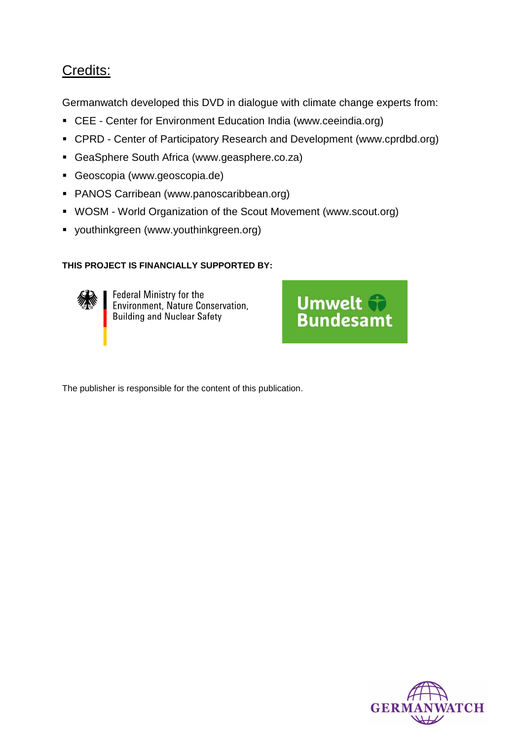## Credits:

Germanwatch developed this DVD in dialogue with climate change experts from:

- CEE - Center for Environment Education India (www.ceeindia.org)
- CPRD - Center of Participatory Research and Development (www.cprdbd.org)
- GeaSphere South Africa (www.geasphere.co.za)
- Geoscopia (www.geoscopia.de)
- PANOS Carribean (www.panoscaribbean.org)
- WOSM - World Organization of the Scout Movement (www.scout.org)
- youthinkgreen (www.youthinkgreen.org)

**THIS PROJECT IS FINANCIALLY SUPPORTED BY:**

Federal Ministry for the Environment, Nature Conservation, Building and Nuclear Safety

Umwelt Bundesamt

The publisher is responsible for the content of this publication.

GERMANWATCH